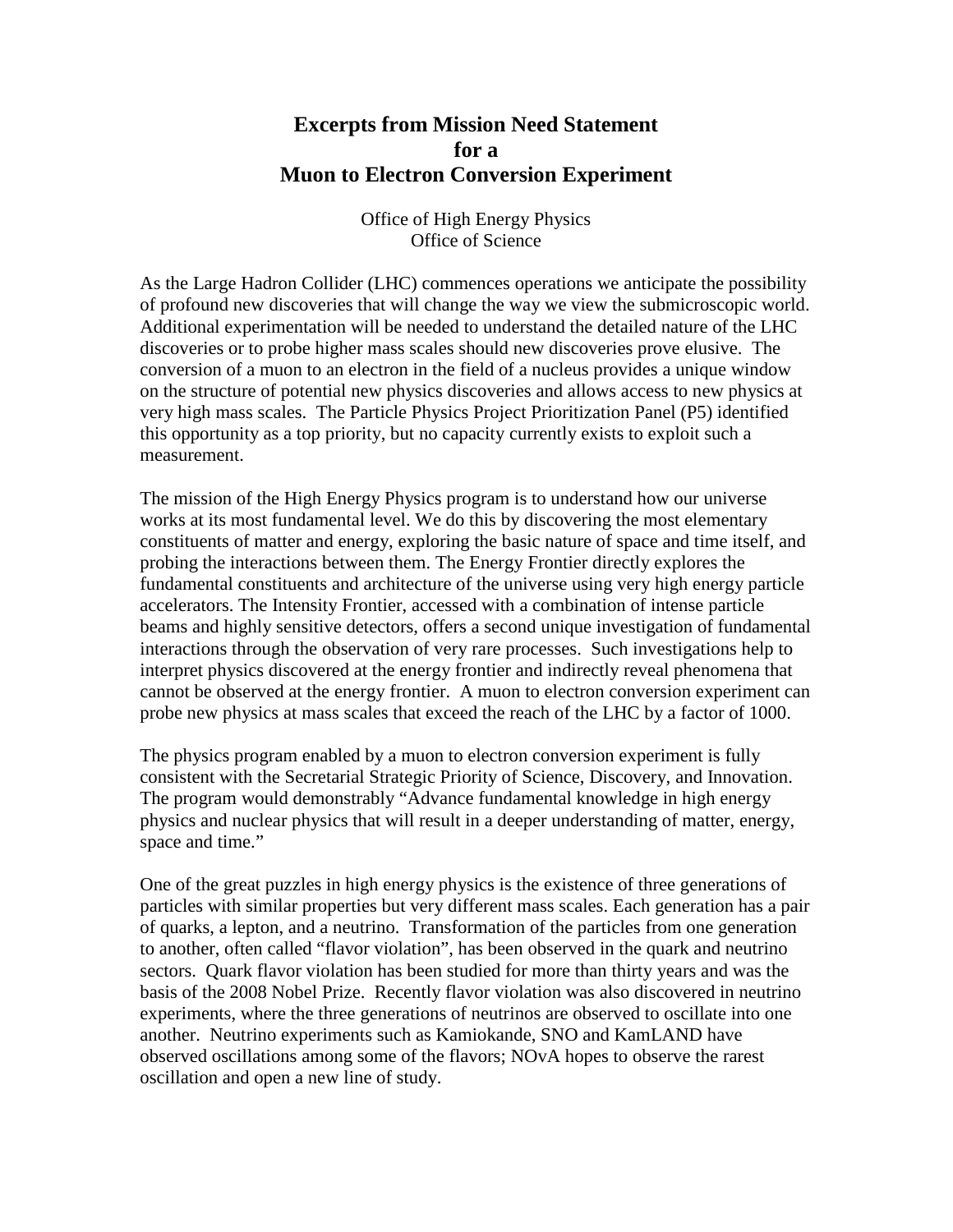# Excerpts from Mission Need Statement for a Muon to Electron Conversion Experiment

Office of High Energy Physics
Office of Science

As the Large Hadron Collider (LHC) commences operations we anticipate the possibility of profound new discoveries that will change the way we view the submicroscopic world. Additional experimentation will be needed to understand the detailed nature of the LHC discoveries or to probe higher mass scales should new discoveries prove elusive. The conversion of a muon to an electron in the field of a nucleus provides a unique window on the structure of potential new physics discoveries and allows access to new physics at very high mass scales. The Particle Physics Project Prioritization Panel (P5) identified this opportunity as a top priority, but no capacity currently exists to exploit such a measurement.

The mission of the High Energy Physics program is to understand how our universe works at its most fundamental level. We do this by discovering the most elementary constituents of matter and energy, exploring the basic nature of space and time itself, and probing the interactions between them. The Energy Frontier directly explores the fundamental constituents and architecture of the universe using very high energy particle accelerators. The Intensity Frontier, accessed with a combination of intense particle beams and highly sensitive detectors, offers a second unique investigation of fundamental interactions through the observation of very rare processes. Such investigations help to interpret physics discovered at the energy frontier and indirectly reveal phenomena that cannot be observed at the energy frontier. A muon to electron conversion experiment can probe new physics at mass scales that exceed the reach of the LHC by a factor of 1000.

The physics program enabled by a muon to electron conversion experiment is fully consistent with the Secretarial Strategic Priority of Science, Discovery, and Innovation. The program would demonstrably "Advance fundamental knowledge in high energy physics and nuclear physics that will result in a deeper understanding of matter, energy, space and time."

One of the great puzzles in high energy physics is the existence of three generations of particles with similar properties but very different mass scales. Each generation has a pair of quarks, a lepton, and a neutrino. Transformation of the particles from one generation to another, often called "flavor violation", has been observed in the quark and neutrino sectors. Quark flavor violation has been studied for more than thirty years and was the basis of the 2008 Nobel Prize. Recently flavor violation was also discovered in neutrino experiments, where the three generations of neutrinos are observed to oscillate into one another. Neutrino experiments such as Kamiokande, SNO and KamLAND have observed oscillations among some of the flavors; NOvA hopes to observe the rarest oscillation and open a new line of study.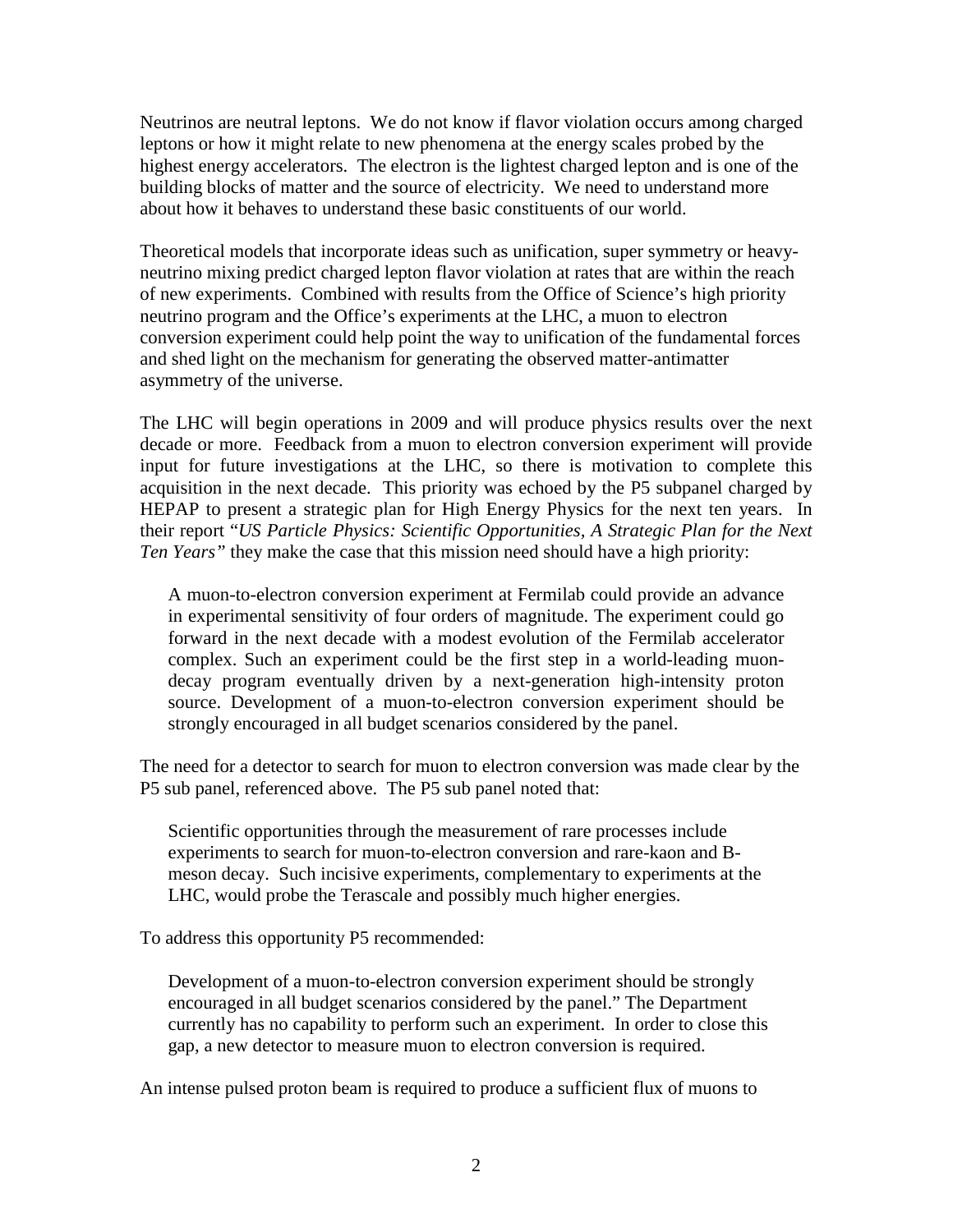Neutrinos are neutral leptons. We do not know if flavor violation occurs among charged leptons or how it might relate to new phenomena at the energy scales probed by the highest energy accelerators. The electron is the lightest charged lepton and is one of the building blocks of matter and the source of electricity. We need to understand more about how it behaves to understand these basic constituents of our world.

Theoretical models that incorporate ideas such as unification, super symmetry or heavy-neutrino mixing predict charged lepton flavor violation at rates that are within the reach of new experiments. Combined with results from the Office of Science's high priority neutrino program and the Office's experiments at the LHC, a muon to electron conversion experiment could help point the way to unification of the fundamental forces and shed light on the mechanism for generating the observed matter-antimatter asymmetry of the universe.

The LHC will begin operations in 2009 and will produce physics results over the next decade or more. Feedback from a muon to electron conversion experiment will provide input for future investigations at the LHC, so there is motivation to complete this acquisition in the next decade. This priority was echoed by the P5 subpanel charged by HEPAP to present a strategic plan for High Energy Physics for the next ten years. In their report "*US Particle Physics: Scientific Opportunities, A Strategic Plan for the Next Ten Years"* they make the case that this mission need should have a high priority:

> A muon-to-electron conversion experiment at Fermilab could provide an advance in experimental sensitivity of four orders of magnitude. The experiment could go forward in the next decade with a modest evolution of the Fermilab accelerator complex. Such an experiment could be the first step in a world-leading muon-decay program eventually driven by a next-generation high-intensity proton source. Development of a muon-to-electron conversion experiment should be strongly encouraged in all budget scenarios considered by the panel.

The need for a detector to search for muon to electron conversion was made clear by the P5 sub panel, referenced above. The P5 sub panel noted that:

> Scientific opportunities through the measurement of rare processes include experiments to search for muon-to-electron conversion and rare-kaon and B-meson decay. Such incisive experiments, complementary to experiments at the LHC, would probe the Terascale and possibly much higher energies.

To address this opportunity P5 recommended:

> Development of a muon-to-electron conversion experiment should be strongly encouraged in all budget scenarios considered by the panel." The Department currently has no capability to perform such an experiment. In order to close this gap, a new detector to measure muon to electron conversion is required.

An intense pulsed proton beam is required to produce a sufficient flux of muons to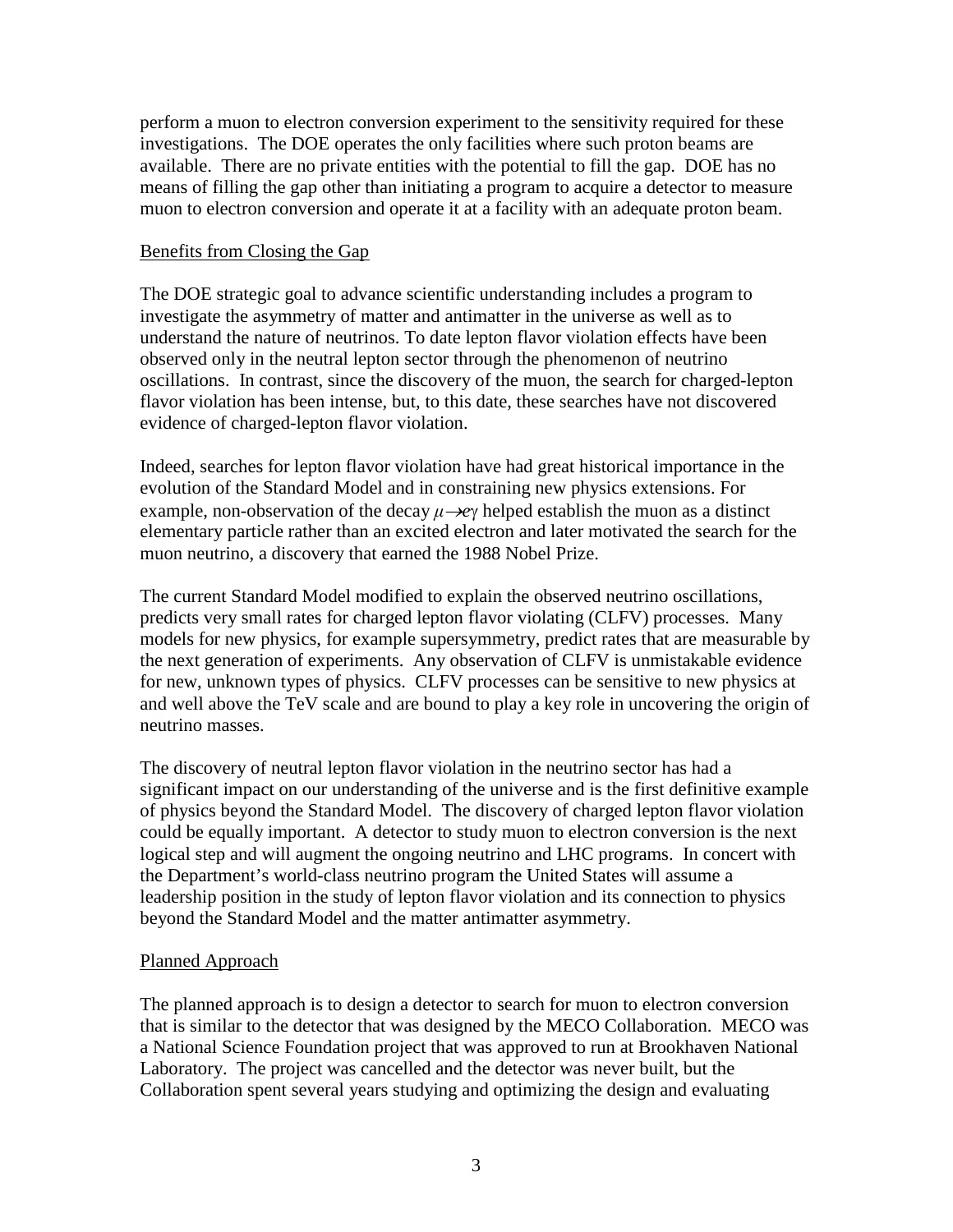perform a muon to electron conversion experiment to the sensitivity required for these investigations. The DOE operates the only facilities where such proton beams are available. There are no private entities with the potential to fill the gap. DOE has no means of filling the gap other than initiating a program to acquire a detector to measure muon to electron conversion and operate it at a facility with an adequate proton beam.

Benefits from Closing the Gap

The DOE strategic goal to advance scientific understanding includes a program to investigate the asymmetry of matter and antimatter in the universe as well as to understand the nature of neutrinos. To date lepton flavor violation effects have been observed only in the neutral lepton sector through the phenomenon of neutrino oscillations. In contrast, since the discovery of the muon, the search for charged-lepton flavor violation has been intense, but, to this date, these searches have not discovered evidence of charged-lepton flavor violation.

Indeed, searches for lepton flavor violation have had great historical importance in the evolution of the Standard Model and in constraining new physics extensions. For example, non-observation of the decay $\mu \rightarrow e\gamma$ helped establish the muon as a distinct elementary particle rather than an excited electron and later motivated the search for the muon neutrino, a discovery that earned the 1988 Nobel Prize.

The current Standard Model modified to explain the observed neutrino oscillations, predicts very small rates for charged lepton flavor violating (CLFV) processes. Many models for new physics, for example supersymmetry, predict rates that are measurable by the next generation of experiments. Any observation of CLFV is unmistakable evidence for new, unknown types of physics. CLFV processes can be sensitive to new physics at and well above the TeV scale and are bound to play a key role in uncovering the origin of neutrino masses.

The discovery of neutral lepton flavor violation in the neutrino sector has had a significant impact on our understanding of the universe and is the first definitive example of physics beyond the Standard Model. The discovery of charged lepton flavor violation could be equally important. A detector to study muon to electron conversion is the next logical step and will augment the ongoing neutrino and LHC programs. In concert with the Department's world-class neutrino program the United States will assume a leadership position in the study of lepton flavor violation and its connection to physics beyond the Standard Model and the matter antimatter asymmetry.

Planned Approach

The planned approach is to design a detector to search for muon to electron conversion that is similar to the detector that was designed by the MECO Collaboration. MECO was a National Science Foundation project that was approved to run at Brookhaven National Laboratory. The project was cancelled and the detector was never built, but the Collaboration spent several years studying and optimizing the design and evaluating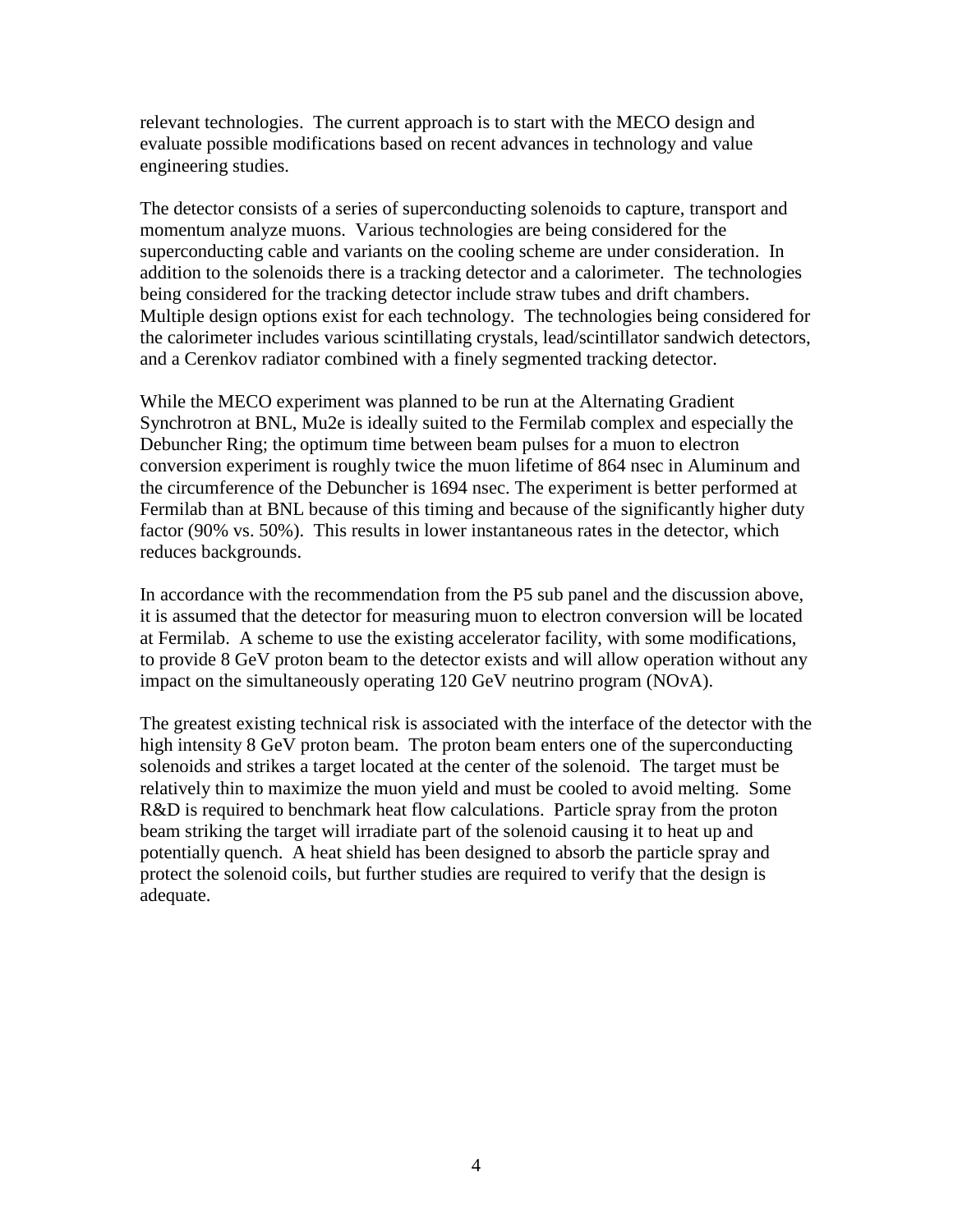relevant technologies. The current approach is to start with the MECO design and evaluate possible modifications based on recent advances in technology and value engineering studies.

The detector consists of a series of superconducting solenoids to capture, transport and momentum analyze muons. Various technologies are being considered for the superconducting cable and variants on the cooling scheme are under consideration. In addition to the solenoids there is a tracking detector and a calorimeter. The technologies being considered for the tracking detector include straw tubes and drift chambers. Multiple design options exist for each technology. The technologies being considered for the calorimeter includes various scintillating crystals, lead/scintillator sandwich detectors, and a Cerenkov radiator combined with a finely segmented tracking detector.

While the MECO experiment was planned to be run at the Alternating Gradient Synchrotron at BNL, Mu2e is ideally suited to the Fermilab complex and especially the Debuncher Ring; the optimum time between beam pulses for a muon to electron conversion experiment is roughly twice the muon lifetime of 864 nsec in Aluminum and the circumference of the Debuncher is 1694 nsec. The experiment is better performed at Fermilab than at BNL because of this timing and because of the significantly higher duty factor (90% vs. 50%). This results in lower instantaneous rates in the detector, which reduces backgrounds.

In accordance with the recommendation from the P5 sub panel and the discussion above, it is assumed that the detector for measuring muon to electron conversion will be located at Fermilab. A scheme to use the existing accelerator facility, with some modifications, to provide 8 GeV proton beam to the detector exists and will allow operation without any impact on the simultaneously operating 120 GeV neutrino program (NOvA).

The greatest existing technical risk is associated with the interface of the detector with the high intensity 8 GeV proton beam. The proton beam enters one of the superconducting solenoids and strikes a target located at the center of the solenoid. The target must be relatively thin to maximize the muon yield and must be cooled to avoid melting. Some R&D is required to benchmark heat flow calculations. Particle spray from the proton beam striking the target will irradiate part of the solenoid causing it to heat up and potentially quench. A heat shield has been designed to absorb the particle spray and protect the solenoid coils, but further studies are required to verify that the design is adequate.